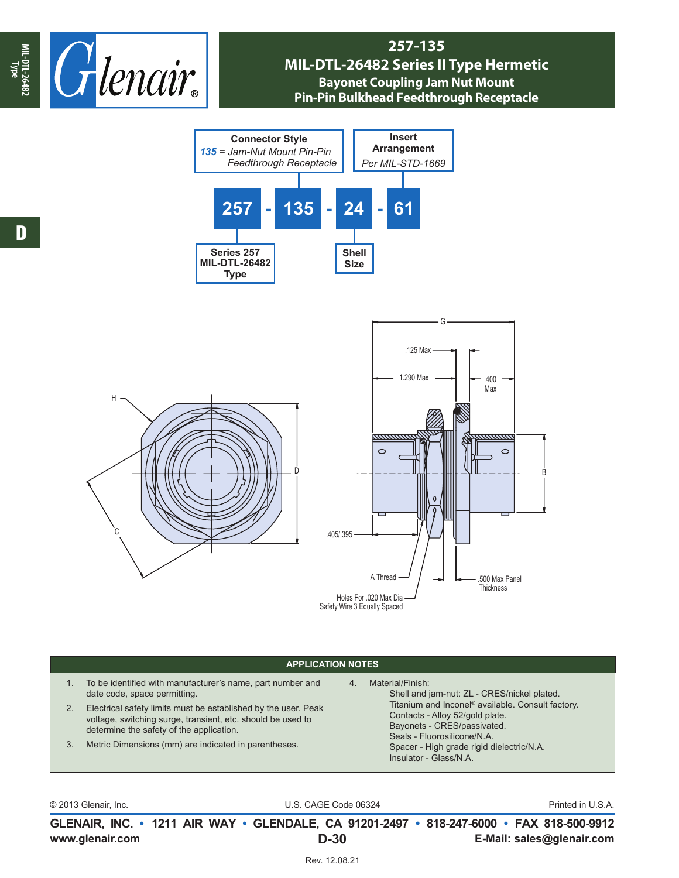# 257-135
## MIL-DTL-26482 Series II Type Hermetic
### Bayonet Coupling Jam Nut Mount
### Pin-Pin Bulkhead Feedthrough Receptacle

**Connector Style**
*135* = *Jam-Nut Mount Pin-Pin Feedthrough Receptacle*

**Insert Arrangement**
*Per MIL-STD-1669*

**257 - 135 - 24 - 61**

**Series 257 MIL-DTL-26482 Type**

**Shell Size**

H

D

C

G

.125 Max

1.290 Max

.400 Max

B

.405/.395

A Thread

.500 Max Panel Thickness

Holes For .020 Max Dia Safety Wire 3 Equally Spaced

## APPLICATION NOTES

1. To be identified with manufacturer's name, part number and date code, space permitting.
2. Electrical safety limits must be established by the user. Peak voltage, switching surge, transient, etc. should be used to determine the safety of the application.
3. Metric Dimensions (mm) are indicated in parentheses.
4. Material/Finish:
   - Shell and jam-nut: ZL - CRES/nickel plated. Titanium and Inconel® available. Consult factory.
   - Contacts - Alloy 52/gold plate.
   - Bayonets - CRES/passivated.
   - Seals - Fluorosilicone/N.A.
   - Spacer - High grade rigid dielectric/N.A.
   - Insulator - Glass/N.A.

© 2013 Glenair, Inc. U.S. CAGE Code 06324 Printed in U.S.A.

**GLENAIR, INC. • 1211 AIR WAY • GLENDALE, CA 91201-2497 • 818-247-6000 • FAX 818-500-9912**
**www.glenair.com** **E-Mail: sales@glenair.com**

Rev. 12.08.21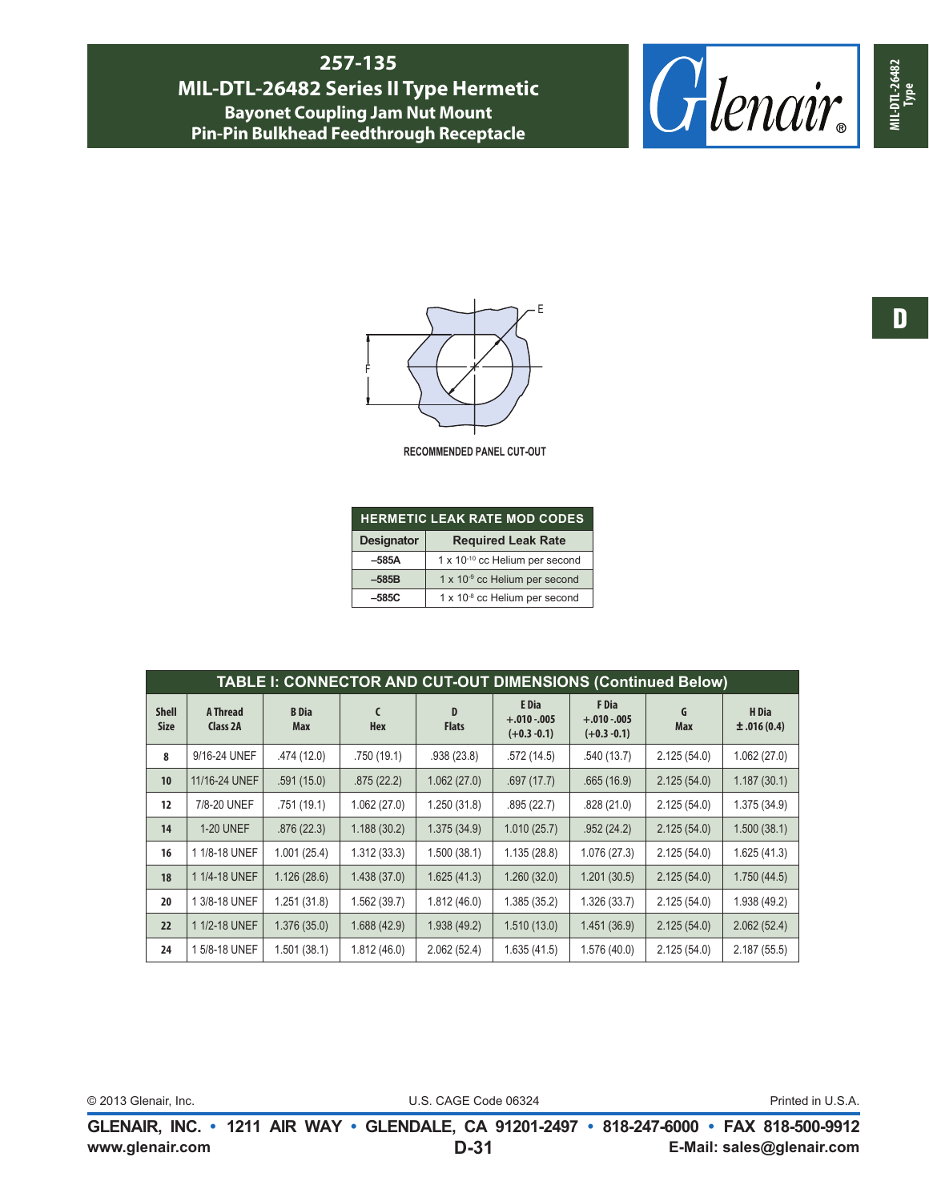# 257-135
## MIL-DTL-26482 Series II Type Hermetic
### Bayonet Coupling Jam Nut Mount
### Pin-Pin Bulkhead Feedthrough Receptacle

E

F

RECOMMENDED PANEL CUT-OUT

| HERMETIC LEAK RATE MOD CODES | |
|---|---|
| **Designator** | **Required Leak Rate** |
| **–585A** | 1 x $10^{-10}$ cc Helium per second |
| **–585B** | 1 x $10^{-9}$ cc Helium per second |
| **–585C** | 1 x $10^{-8}$ cc Helium per second |

**TABLE I: CONNECTOR AND CUT-OUT DIMENSIONS (Continued Below)**

| Shell Size | A Thread Class 2A | B Dia Max | C Hex | D Flats | E Dia +.010 -.005 (+0.3 -0.1) | F Dia +.010 -.005 (+0.3 -0.1) | G Max | H Dia ±.016 (0.4) |
|---|---|---|---|---|---|---|---|---|
| **8** | 9/16-24 UNEF | .474 (12.0) | .750 (19.1) | .938 (23.8) | .572 (14.5) | .540 (13.7) | 2.125 (54.0) | 1.062 (27.0) |
| **10** | 11/16-24 UNEF | .591 (15.0) | .875 (22.2) | 1.062 (27.0) | .697 (17.7) | .665 (16.9) | 2.125 (54.0) | 1.187 (30.1) |
| **12** | 7/8-20 UNEF | .751 (19.1) | 1.062 (27.0) | 1.250 (31.8) | .895 (22.7) | .828 (21.0) | 2.125 (54.0) | 1.375 (34.9) |
| **14** | 1-20 UNEF | .876 (22.3) | 1.188 (30.2) | 1.375 (34.9) | 1.010 (25.7) | .952 (24.2) | 2.125 (54.0) | 1.500 (38.1) |
| **16** | 1 1/8-18 UNEF | 1.001 (25.4) | 1.312 (33.3) | 1.500 (38.1) | 1.135 (28.8) | 1.076 (27.3) | 2.125 (54.0) | 1.625 (41.3) |
| **18** | 1 1/4-18 UNEF | 1.126 (28.6) | 1.438 (37.0) | 1.625 (41.3) | 1.260 (32.0) | 1.201 (30.5) | 2.125 (54.0) | 1.750 (44.5) |
| **20** | 1 3/8-18 UNEF | 1.251 (31.8) | 1.562 (39.7) | 1.812 (46.0) | 1.385 (35.2) | 1.326 (33.7) | 2.125 (54.0) | 1.938 (49.2) |
| **22** | 1 1/2-18 UNEF | 1.376 (35.0) | 1.688 (42.9) | 1.938 (49.2) | 1.510 (13.0) | 1.451 (36.9) | 2.125 (54.0) | 2.062 (52.4) |
| **24** | 1 5/8-18 UNEF | 1.501 (38.1) | 1.812 (46.0) | 2.062 (52.4) | 1.635 (41.5) | 1.576 (40.0) | 2.125 (54.0) | 2.187 (55.5) |